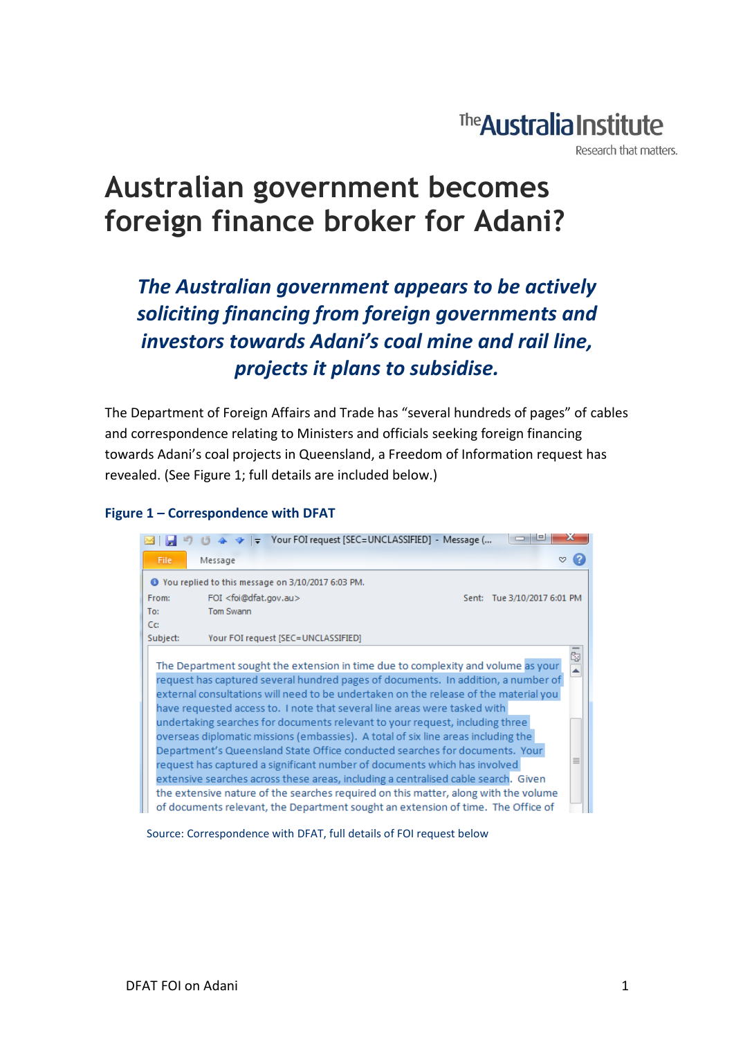# Australian government becomes foreign finance broker for Adani?

***The Australian government appears to be actively soliciting financing from foreign governments and investors towards Adani's coal mine and rail line, projects it plans to subsidise.***

The Department of Foreign Affairs and Trade has "several hundreds of pages" of cables and correspondence relating to Ministers and officials seeking foreign financing towards Adani's coal projects in Queensland, a Freedom of Information request has revealed. (See Figure 1; full details are included below.)

### Figure 1 – Correspondence with DFAT

> Your FOI request [SEC=UNCLASSIFIED] - Message (...
>
> You replied to this message on 3/10/2017 6:03 PM.
>
> From: FOI <foi@dfat.gov.au>
> Sent: Tue 3/10/2017 6:01 PM
> To: Tom Swann
> Cc:
> Subject: Your FOI request [SEC=UNCLASSIFIED]
>
> The Department sought the extension in time due to complexity and volume as your request has captured several hundred pages of documents. In addition, a number of external consultations will need to be undertaken on the release of the material you have requested access to. I note that several line areas were tasked with undertaking searches for documents relevant to your request, including three overseas diplomatic missions (embassies). A total of six line areas including the Department's Queensland State Office conducted searches for documents. Your request has captured a significant number of documents which has involved extensive searches across these areas, including a centralised cable search. Given the extensive nature of the searches required on this matter, along with the volume of documents relevant, the Department sought an extension of time. The Office of

Source: Correspondence with DFAT, full details of FOI request below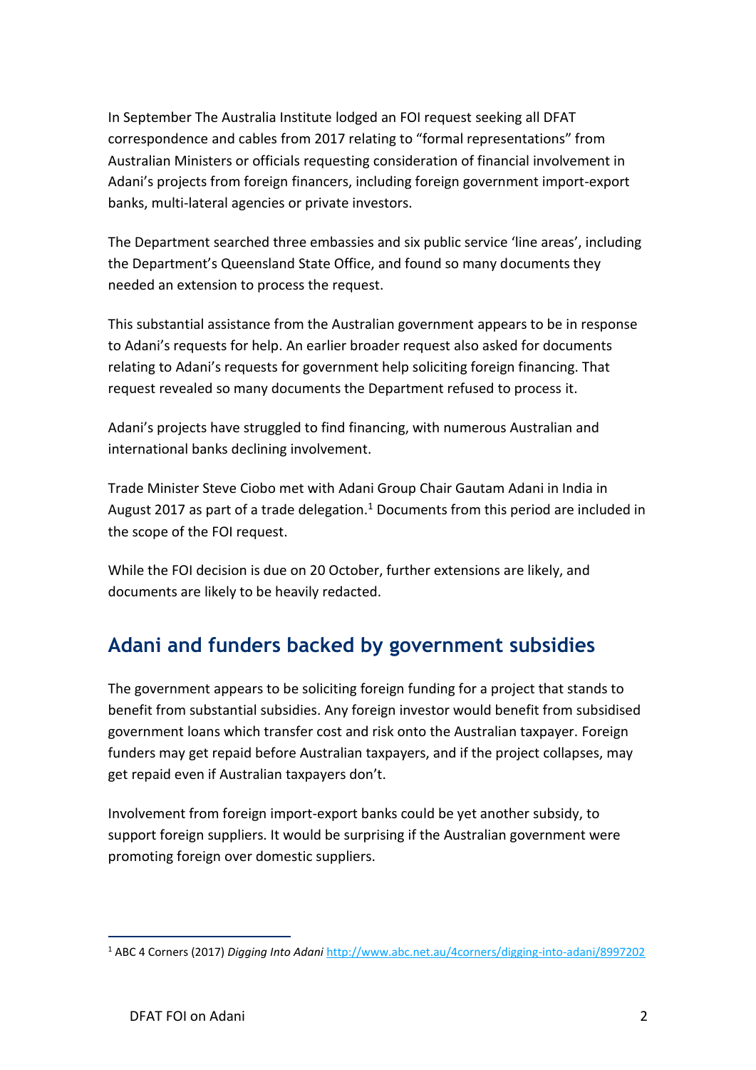In September The Australia Institute lodged an FOI request seeking all DFAT correspondence and cables from 2017 relating to "formal representations" from Australian Ministers or officials requesting consideration of financial involvement in Adani's projects from foreign financers, including foreign government import-export banks, multi-lateral agencies or private investors.

The Department searched three embassies and six public service 'line areas', including the Department's Queensland State Office, and found so many documents they needed an extension to process the request.

This substantial assistance from the Australian government appears to be in response to Adani's requests for help. An earlier broader request also asked for documents relating to Adani's requests for government help soliciting foreign financing. That request revealed so many documents the Department refused to process it.

Adani's projects have struggled to find financing, with numerous Australian and international banks declining involvement.

Trade Minister Steve Ciobo met with Adani Group Chair Gautam Adani in India in August 2017 as part of a trade delegation.[1] Documents from this period are included in the scope of the FOI request.

While the FOI decision is due on 20 October, further extensions are likely, and documents are likely to be heavily redacted.

## Adani and funders backed by government subsidies

The government appears to be soliciting foreign funding for a project that stands to benefit from substantial subsidies. Any foreign investor would benefit from subsidised government loans which transfer cost and risk onto the Australian taxpayer. Foreign funders may get repaid before Australian taxpayers, and if the project collapses, may get repaid even if Australian taxpayers don't.

Involvement from foreign import-export banks could be yet another subsidy, to support foreign suppliers. It would be surprising if the Australian government were promoting foreign over domestic suppliers.

---

[1] ABC 4 Corners (2017) *Digging Into Adani* http://www.abc.net.au/4corners/digging-into-adani/8997202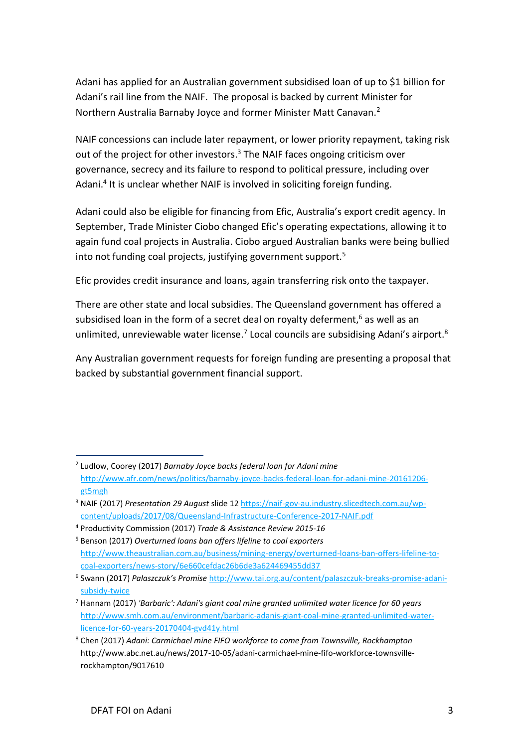Adani has applied for an Australian government subsidised loan of up to $1 billion for Adani's rail line from the NAIF. The proposal is backed by current Minister for Northern Australia Barnaby Joyce and former Minister Matt Canavan.[2]

NAIF concessions can include later repayment, or lower priority repayment, taking risk out of the project for other investors.[3] The NAIF faces ongoing criticism over governance, secrecy and its failure to respond to political pressure, including over Adani.[4] It is unclear whether NAIF is involved in soliciting foreign funding.

Adani could also be eligible for financing from Efic, Australia's export credit agency. In September, Trade Minister Ciobo changed Efic's operating expectations, allowing it to again fund coal projects in Australia. Ciobo argued Australian banks were being bullied into not funding coal projects, justifying government support.[5]

Efic provides credit insurance and loans, again transferring risk onto the taxpayer.

There are other state and local subsidies. The Queensland government has offered a subsidised loan in the form of a secret deal on royalty deferment,[6] as well as an unlimited, unreviewable water license.[7] Local councils are subsidising Adani's airport.[8]

Any Australian government requests for foreign funding are presenting a proposal that backed by substantial government financial support.

---

[2] Ludlow, Coorey (2017) *Barnaby Joyce backs federal loan for Adani mine* http://www.afr.com/news/politics/barnaby-joyce-backs-federal-loan-for-adani-mine-20161206-gt5mgh

[3] NAIF (2017) *Presentation 29 August* slide 12 https://naif-gov-au.industry.slicedtech.com.au/wp-content/uploads/2017/08/Queensland-Infrastructure-Conference-2017-NAIF.pdf

[4] Productivity Commission (2017) *Trade & Assistance Review 2015-16*

[5] Benson (2017) *Overturned loans ban offers lifeline to coal exporters* http://www.theaustralian.com.au/business/mining-energy/overturned-loans-ban-offers-lifeline-to-coal-exporters/news-story/6e660cefdac26b6de3a624469455dd37

[6] Swann (2017) *Palaszczuk's Promise* http://www.tai.org.au/content/palaszczuk-breaks-promise-adani-subsidy-twice

[7] Hannam (2017) *'Barbaric': Adani's giant coal mine granted unlimited water licence for 60 years* http://www.smh.com.au/environment/barbaric-adanis-giant-coal-mine-granted-unlimited-water-licence-for-60-years-20170404-gvd41y.html

[8] Chen (2017) *Adani: Carmichael mine FIFO workforce to come from Townsville, Rockhampton* http://www.abc.net.au/news/2017-10-05/adani-carmichael-mine-fifo-workforce-townsville-rockhampton/9017610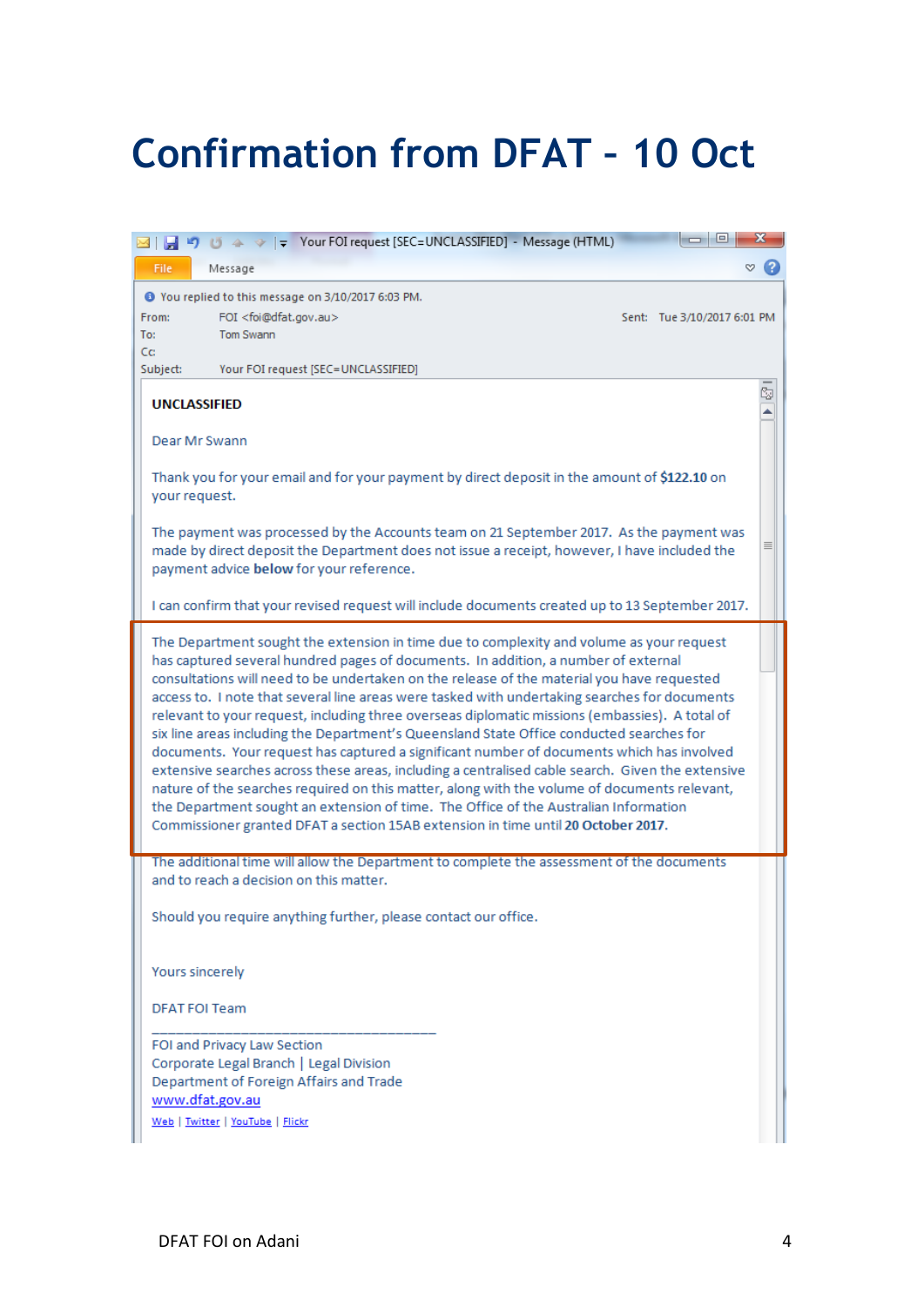# Confirmation from DFAT - 10 Oct

Your FOI request [SEC=UNCLASSIFIED] - Message (HTML)

File | Message

You replied to this message on 3/10/2017 6:03 PM.

From: FOI <foi@dfat.gov.au>

Sent: Tue 3/10/2017 6:01 PM

To: Tom Swann

Cc:

Subject: Your FOI request [SEC=UNCLASSIFIED]

**UNCLASSIFIED**

Dear Mr Swann

Thank you for your email and for your payment by direct deposit in the amount of **$122.10** on your request.

The payment was processed by the Accounts team on 21 September 2017. As the payment was made by direct deposit the Department does not issue a receipt, however, I have included the payment advice **below** for your reference.

I can confirm that your revised request will include documents created up to 13 September 2017.

The Department sought the extension in time due to complexity and volume as your request has captured several hundred pages of documents. In addition, a number of external consultations will need to be undertaken on the release of the material you have requested access to. I note that several line areas were tasked with undertaking searches for documents relevant to your request, including three overseas diplomatic missions (embassies). A total of six line areas including the Department's Queensland State Office conducted searches for documents. Your request has captured a significant number of documents which has involved extensive searches across these areas, including a centralised cable search. Given the extensive nature of the searches required on this matter, along with the volume of documents relevant, the Department sought an extension of time. The Office of the Australian Information Commissioner granted DFAT a section 15AB extension in time until **20 October 2017**.

The additional time will allow the Department to complete the assessment of the documents and to reach a decision on this matter.

Should you require anything further, please contact our office.

Yours sincerely

DFAT FOI Team

---

FOI and Privacy Law Section
Corporate Legal Branch | Legal Division
Department of Foreign Affairs and Trade
www.dfat.gov.au
Web | Twitter | YouTube | Flickr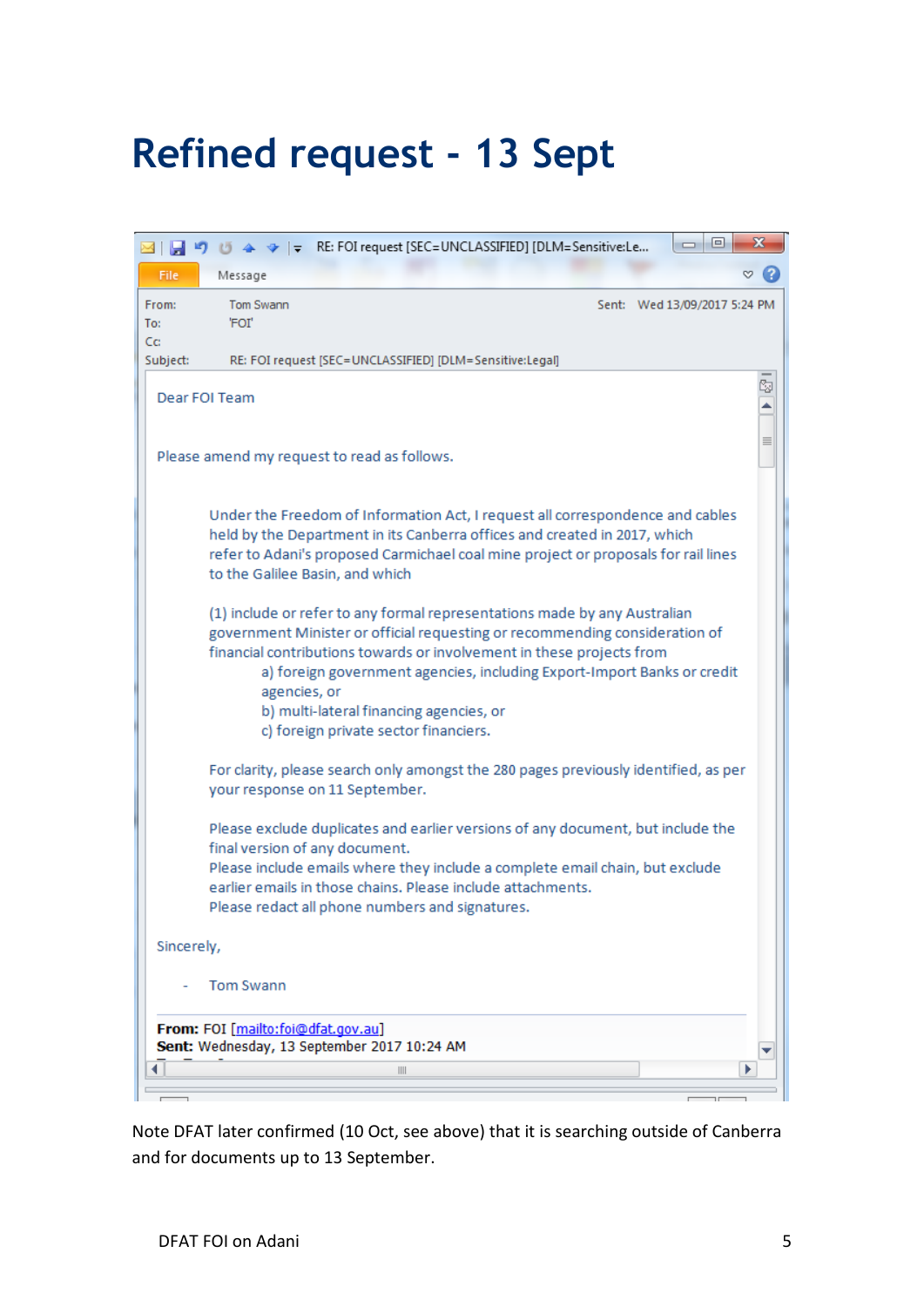# Refined request - 13 Sept

RE: FOI request [SEC=UNCLASSIFIED] [DLM=Sensitive:Le...

File Message

From: Tom Swann
To: 'FOI'
Cc:
Subject: RE: FOI request [SEC=UNCLASSIFIED] [DLM=Sensitive:Legal]
Sent: Wed 13/09/2017 5:24 PM

Dear FOI Team

Please amend my request to read as follows.

> Under the Freedom of Information Act, I request all correspondence and cables held by the Department in its Canberra offices and created in 2017, which refer to Adani's proposed Carmichael coal mine project or proposals for rail lines to the Galilee Basin, and which
>
> (1) include or refer to any formal representations made by any Australian government Minister or official requesting or recommending consideration of financial contributions towards or involvement in these projects from
>
> a) foreign government agencies, including Export-Import Banks or credit agencies, or
> b) multi-lateral financing agencies, or
> c) foreign private sector financiers.
>
> For clarity, please search only amongst the 280 pages previously identified, as per your response on 11 September.
>
> Please exclude duplicates and earlier versions of any document, but include the final version of any document.
> Please include emails where they include a complete email chain, but exclude earlier emails in those chains. Please include attachments.
> Please redact all phone numbers and signatures.

Sincerely,

- Tom Swann

**From:** FOI [mailto:foi@dfat.gov.au]
**Sent:** Wednesday, 13 September 2017 10:24 AM

Note DFAT later confirmed (10 Oct, see above) that it is searching outside of Canberra and for documents up to 13 September.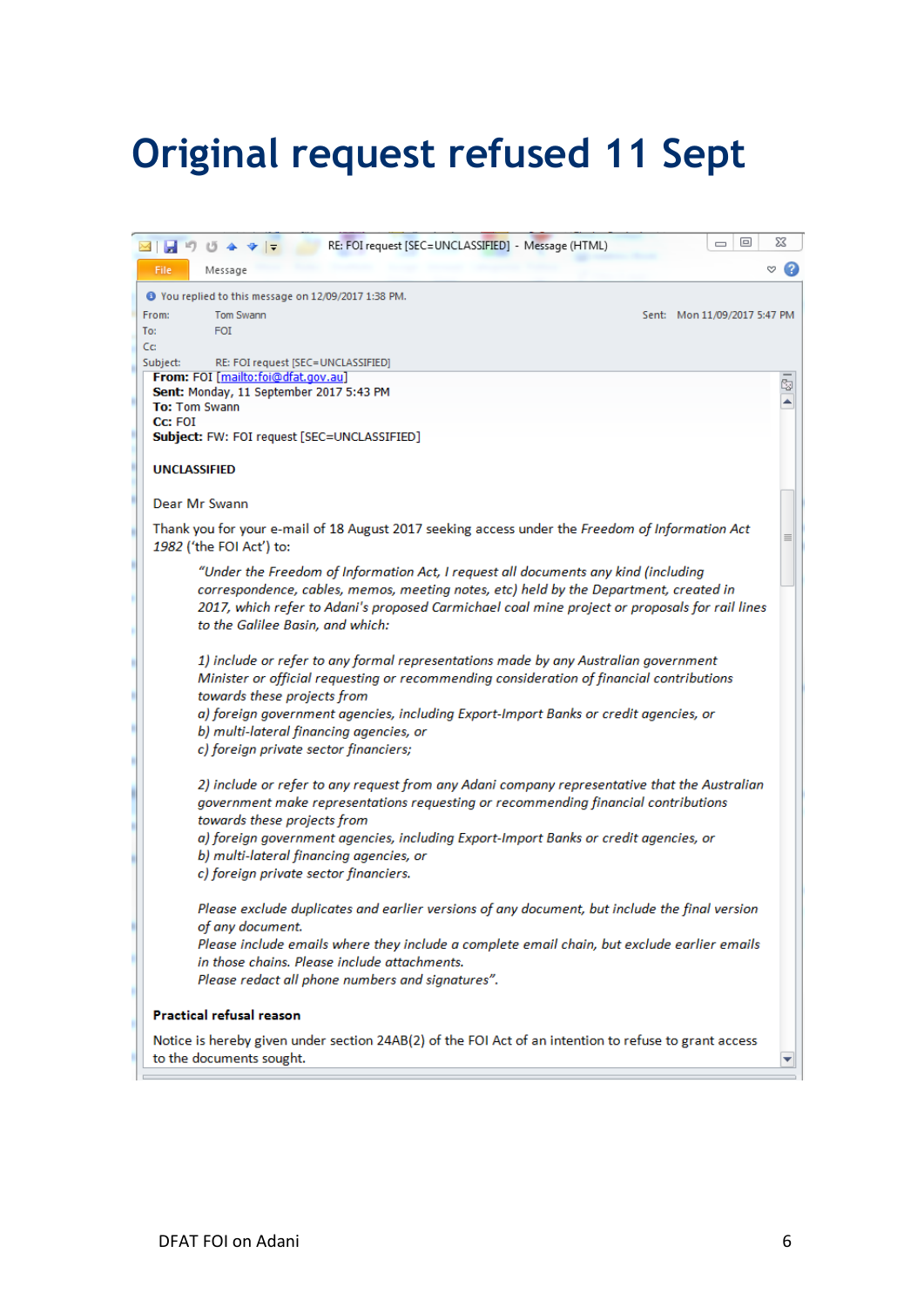# Original request refused 11 Sept

RE: FOI request [SEC=UNCLASSIFIED] - Message (HTML)

File Message

You replied to this message on 12/09/2017 1:38 PM.

From: Tom Swann
To: FOI
Cc:
Subject: RE: FOI request [SEC=UNCLASSIFIED]

Sent: Mon 11/09/2017 5:47 PM

**From:** FOI [mailto:foi@dfat.gov.au]
**Sent:** Monday, 11 September 2017 5:43 PM
**To:** Tom Swann
**Cc:** FOI
**Subject:** FW: FOI request [SEC=UNCLASSIFIED]

**UNCLASSIFIED**

Dear Mr Swann

Thank you for your e-mail of 18 August 2017 seeking access under the *Freedom of Information Act 1982* ('the FOI Act') to:

> *"Under the Freedom of Information Act, I request all documents any kind (including correspondence, cables, memos, meeting notes, etc) held by the Department, created in 2017, which refer to Adani's proposed Carmichael coal mine project or proposals for rail lines to the Galilee Basin, and which:*
>
> *1) include or refer to any formal representations made by any Australian government Minister or official requesting or recommending consideration of financial contributions towards these projects from*
> *a) foreign government agencies, including Export-Import Banks or credit agencies, or*
> *b) multi-lateral financing agencies, or*
> *c) foreign private sector financiers;*
>
> *2) include or refer to any request from any Adani company representative that the Australian government make representations requesting or recommending financial contributions towards these projects from*
> *a) foreign government agencies, including Export-Import Banks or credit agencies, or*
> *b) multi-lateral financing agencies, or*
> *c) foreign private sector financiers.*
>
> *Please exclude duplicates and earlier versions of any document, but include the final version of any document.*
> *Please include emails where they include a complete email chain, but exclude earlier emails in those chains. Please include attachments.*
> *Please redact all phone numbers and signatures".*

**Practical refusal reason**

Notice is hereby given under section 24AB(2) of the FOI Act of an intention to refuse to grant access to the documents sought.